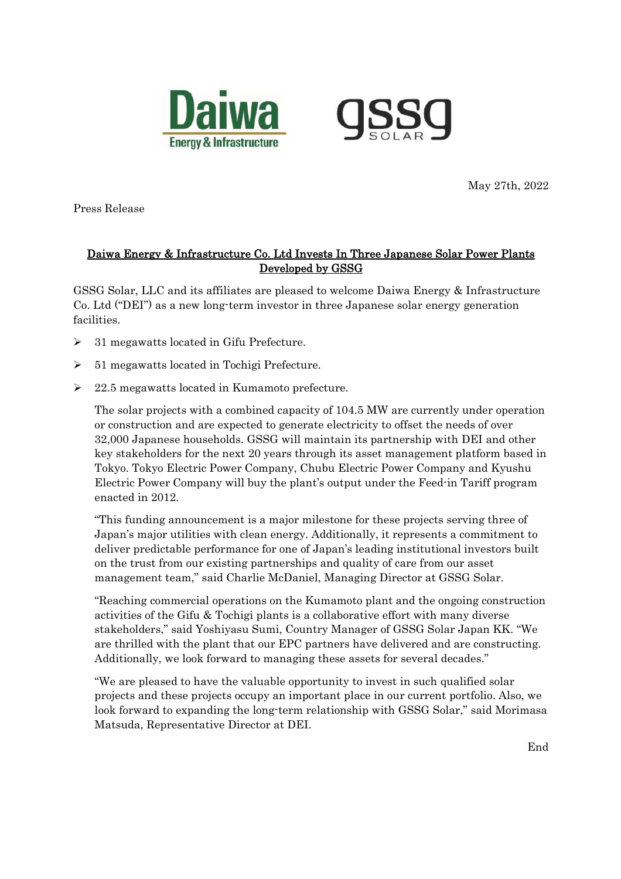May 27th, 2022

Press Release

## Daiwa Energy & Infrastructure Co. Ltd Invests In Three Japanese Solar Power Plants Developed by GSSG

GSSG Solar, LLC and its affiliates are pleased to welcome Daiwa Energy & Infrastructure Co. Ltd ("DEI") as a new long-term investor in three Japanese solar energy generation facilities.

- 31 megawatts located in Gifu Prefecture.
- 51 megawatts located in Tochigi Prefecture.
- 22.5 megawatts located in Kumamoto prefecture.

The solar projects with a combined capacity of 104.5 MW are currently under operation or construction and are expected to generate electricity to offset the needs of over 32,000 Japanese households. GSSG will maintain its partnership with DEI and other key stakeholders for the next 20 years through its asset management platform based in Tokyo. Tokyo Electric Power Company, Chubu Electric Power Company and Kyushu Electric Power Company will buy the plant's output under the Feed-in Tariff program enacted in 2012.

"This funding announcement is a major milestone for these projects serving three of Japan's major utilities with clean energy. Additionally, it represents a commitment to deliver predictable performance for one of Japan's leading institutional investors built on the trust from our existing partnerships and quality of care from our asset management team," said Charlie McDaniel, Managing Director at GSSG Solar.

"Reaching commercial operations on the Kumamoto plant and the ongoing construction activities of the Gifu & Tochigi plants is a collaborative effort with many diverse stakeholders," said Yoshiyasu Sumi, Country Manager of GSSG Solar Japan KK. "We are thrilled with the plant that our EPC partners have delivered and are constructing. Additionally, we look forward to managing these assets for several decades."

"We are pleased to have the valuable opportunity to invest in such qualified solar projects and these projects occupy an important place in our current portfolio. Also, we look forward to expanding the long-term relationship with GSSG Solar," said Morimasa Matsuda, Representative Director at DEI.

End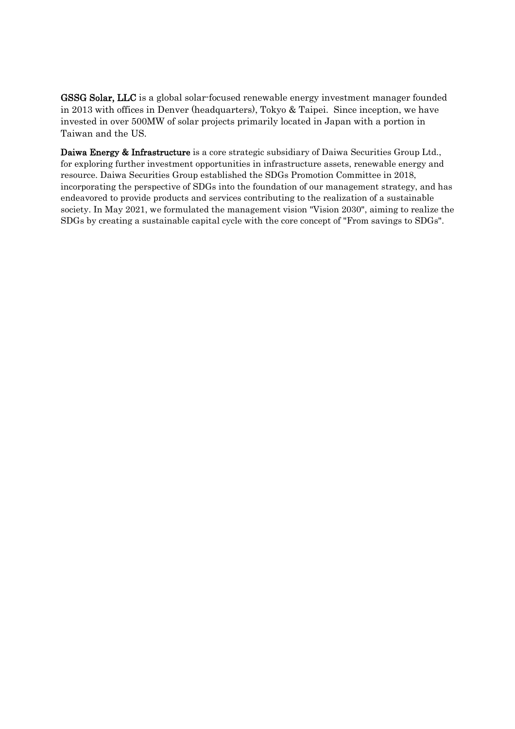**GSSG Solar, LLC** is a global solar-focused renewable energy investment manager founded in 2013 with offices in Denver (headquarters), Tokyo & Taipei. Since inception, we have invested in over 500MW of solar projects primarily located in Japan with a portion in Taiwan and the US.

**Daiwa Energy & Infrastructure** is a core strategic subsidiary of Daiwa Securities Group Ltd., for exploring further investment opportunities in infrastructure assets, renewable energy and resource. Daiwa Securities Group established the SDGs Promotion Committee in 2018, incorporating the perspective of SDGs into the foundation of our management strategy, and has endeavored to provide products and services contributing to the realization of a sustainable society. In May 2021, we formulated the management vision "Vision 2030", aiming to realize the SDGs by creating a sustainable capital cycle with the core concept of "From savings to SDGs".